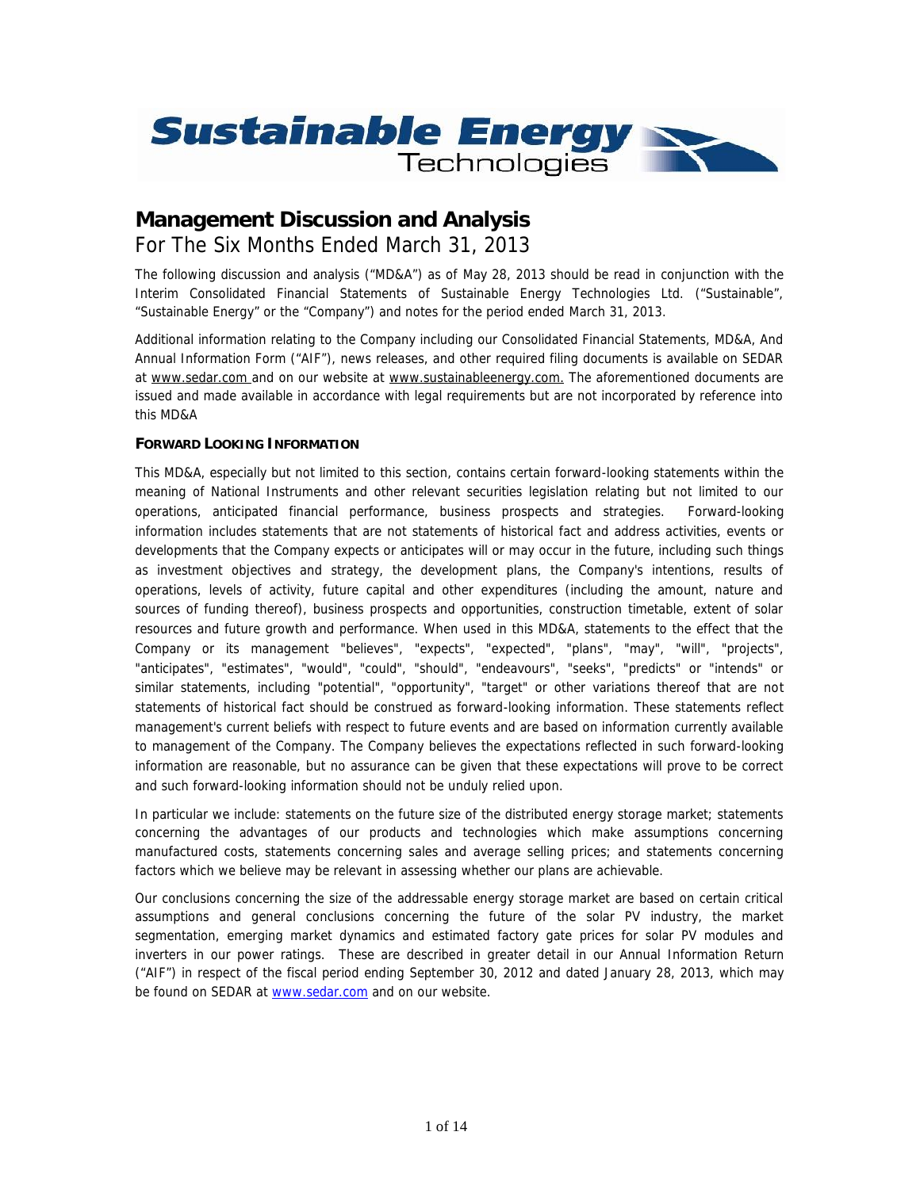# Management Discussion and Analysis

For The Six Months Ended March 31, 2013

The following discussion and analysis ("MD&A") as of May 28, 2013 should be read in conjunction with the Interim Consolidated Financial Statements of Sustainable Energy Technologies Ltd. ("Sustainable", "Sustainable Energy" or the "Company") and notes for the period ended March 31, 2013.

Additional information relating to the Company including our Consolidated Financial Statements, MD&A, And Annual Information Form ("AIF"), news releases, and other required filing documents is available on SEDAR at www.sedar.com and on our website at www.sustainableenergy.com. The aforementioned documents are issued and made available in accordance with legal requirements but are not incorporated by reference into this MD&A

### FORWARD LOOKING INFORMATION

This MD&A, especially but not limited to this section, contains certain forward-looking statements within the meaning of National Instruments and other relevant securities legislation relating but not limited to our operations, anticipated financial performance, business prospects and strategies. Forward-looking information includes statements that are not statements of historical fact and address activities, events or developments that the Company expects or anticipates will or may occur in the future, including such things as investment objectives and strategy, the development plans, the Company's intentions, results of operations, levels of activity, future capital and other expenditures (including the amount, nature and sources of funding thereof), business prospects and opportunities, construction timetable, extent of solar resources and future growth and performance. When used in this MD&A, statements to the effect that the Company or its management "believes", "expects", "expected", "plans", "may", "will", "projects", "anticipates", "estimates", "would", "could", "should", "endeavours", "seeks", "predicts" or "intends" or similar statements, including "potential", "opportunity", "target" or other variations thereof that are not statements of historical fact should be construed as forward-looking information. These statements reflect management's current beliefs with respect to future events and are based on information currently available to management of the Company. The Company believes the expectations reflected in such forward-looking information are reasonable, but no assurance can be given that these expectations will prove to be correct and such forward-looking information should not be unduly relied upon.

In particular we include: statements on the future size of the distributed energy storage market; statements concerning the advantages of our products and technologies which make assumptions concerning manufactured costs, statements concerning sales and average selling prices; and statements concerning factors which we believe may be relevant in assessing whether our plans are achievable.

Our conclusions concerning the size of the addressable energy storage market are based on certain critical assumptions and general conclusions concerning the future of the solar PV industry, the market segmentation, emerging market dynamics and estimated factory gate prices for solar PV modules and inverters in our power ratings. These are described in greater detail in our Annual Information Return ("AIF") in respect of the fiscal period ending September 30, 2012 and dated January 28, 2013, which may be found on SEDAR at www.sedar.com and on our website.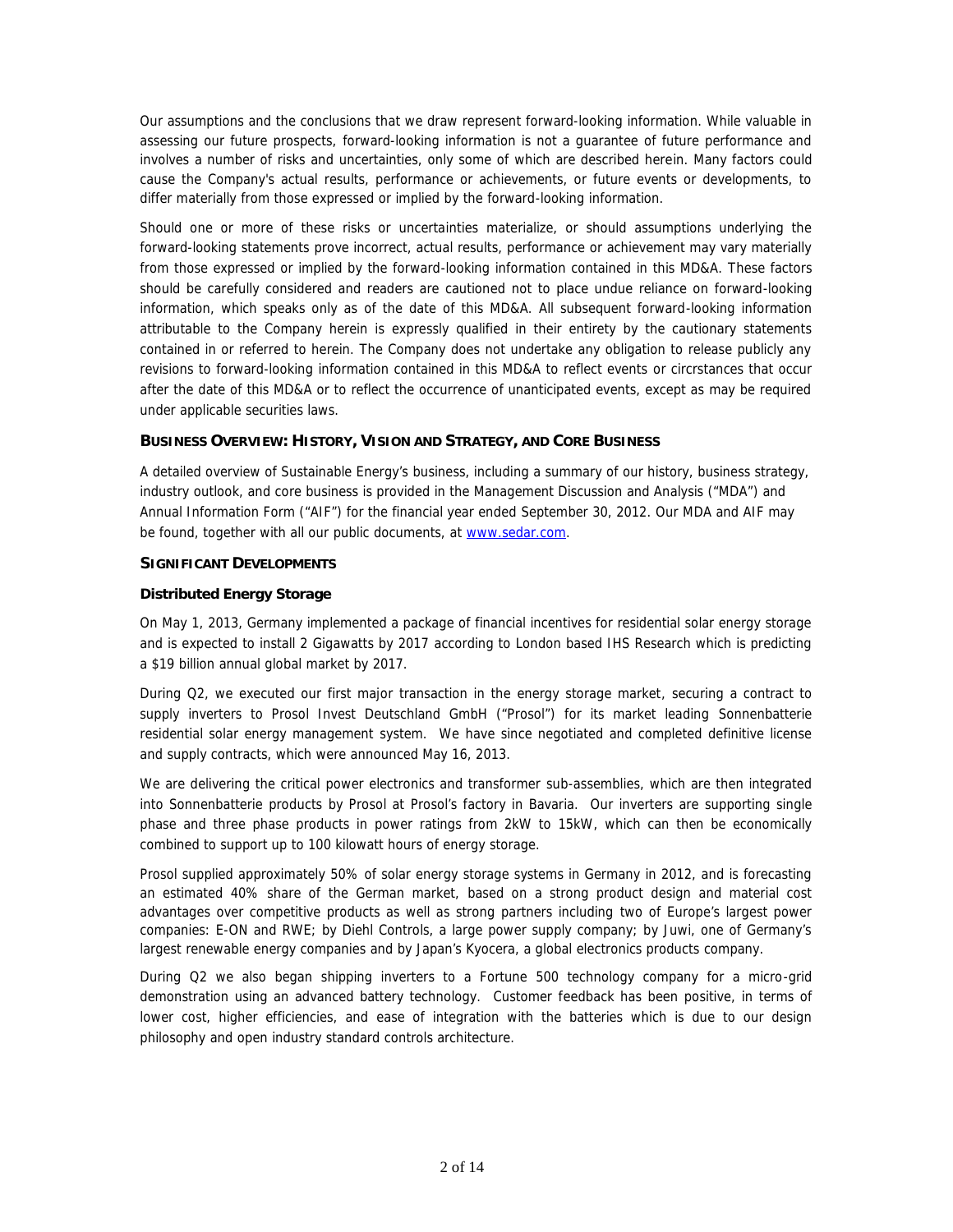Our assumptions and the conclusions that we draw represent forward-looking information. While valuable in assessing our future prospects, forward-looking information is not a guarantee of future performance and involves a number of risks and uncertainties, only some of which are described herein. Many factors could cause the Company's actual results, performance or achievements, or future events or developments, to differ materially from those expressed or implied by the forward-looking information.

Should one or more of these risks or uncertainties materialize, or should assumptions underlying the forward-looking statements prove incorrect, actual results, performance or achievement may vary materially from those expressed or implied by the forward-looking information contained in this MD&A. These factors should be carefully considered and readers are cautioned not to place undue reliance on forward-looking information, which speaks only as of the date of this MD&A. All subsequent forward-looking information attributable to the Company herein is expressly qualified in their entirety by the cautionary statements contained in or referred to herein. The Company does not undertake any obligation to release publicly any revisions to forward-looking information contained in this MD&A to reflect events or circrstances that occur after the date of this MD&A or to reflect the occurrence of unanticipated events, except as may be required under applicable securities laws.

## BUSINESS OVERVIEW: HISTORY, VISION AND STRATEGY, AND CORE BUSINESS

A detailed overview of Sustainable Energy's business, including a summary of our history, business strategy, industry outlook, and core business is provided in the Management Discussion and Analysis ("MDA") and Annual Information Form ("AIF") for the financial year ended September 30, 2012. Our MDA and AIF may be found, together with all our public documents, at www.sedar.com.

## SIGNIFICANT DEVELOPMENTS

### Distributed Energy Storage

On May 1, 2013, Germany implemented a package of financial incentives for residential solar energy storage and is expected to install 2 Gigawatts by 2017 according to London based IHS Research which is predicting a $19 billion annual global market by 2017.

During Q2, we executed our first major transaction in the energy storage market, securing a contract to supply inverters to Prosol Invest Deutschland GmbH ("Prosol") for its market leading Sonnenbatterie residential solar energy management system. We have since negotiated and completed definitive license and supply contracts, which were announced May 16, 2013.

We are delivering the critical power electronics and transformer sub-assemblies, which are then integrated into Sonnenbatterie products by Prosol at Prosol's factory in Bavaria. Our inverters are supporting single phase and three phase products in power ratings from 2kW to 15kW, which can then be economically combined to support up to 100 kilowatt hours of energy storage.

Prosol supplied approximately 50% of solar energy storage systems in Germany in 2012, and is forecasting an estimated 40% share of the German market, based on a strong product design and material cost advantages over competitive products as well as strong partners including two of Europe's largest power companies: E-ON and RWE; by Diehl Controls, a large power supply company; by Juwi, one of Germany's largest renewable energy companies and by Japan's Kyocera, a global electronics products company.

During Q2 we also began shipping inverters to a Fortune 500 technology company for a micro-grid demonstration using an advanced battery technology. Customer feedback has been positive, in terms of lower cost, higher efficiencies, and ease of integration with the batteries which is due to our design philosophy and open industry standard controls architecture.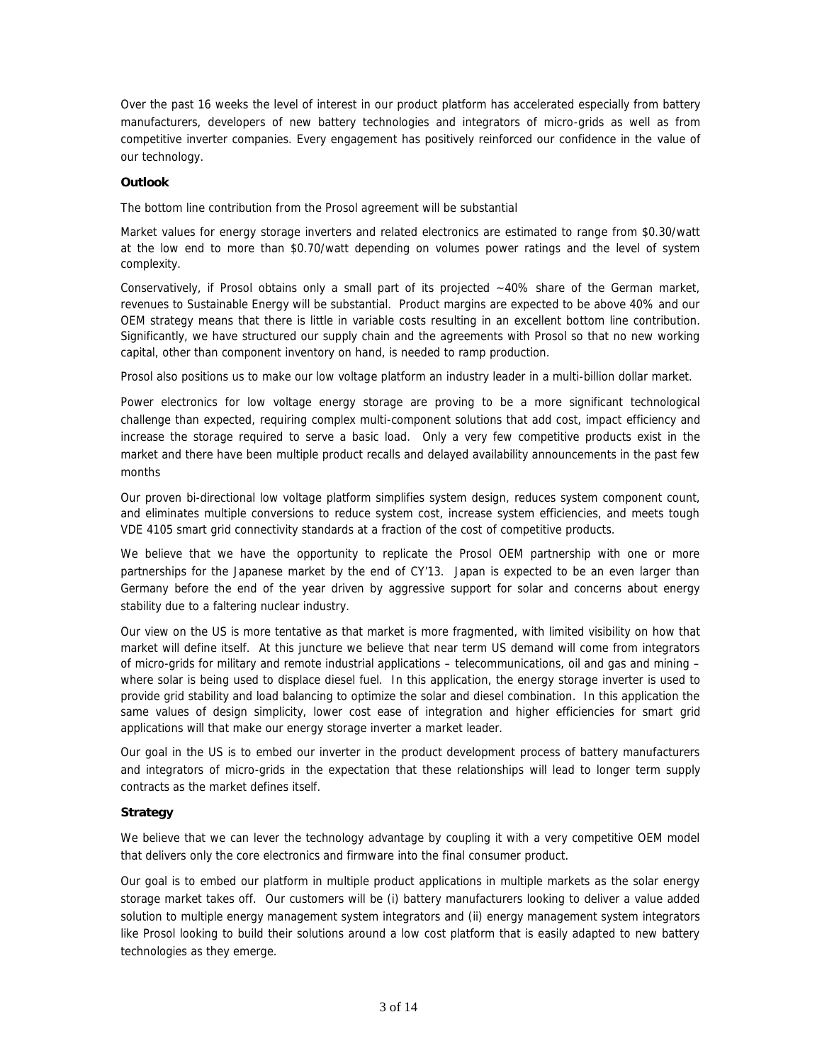Over the past 16 weeks the level of interest in our product platform has accelerated especially from battery manufacturers, developers of new battery technologies and integrators of micro-grids as well as from competitive inverter companies. Every engagement has positively reinforced our confidence in the value of our technology.

**Outlook**

The bottom line contribution from the Prosol agreement will be substantial

Market values for energy storage inverters and related electronics are estimated to range from $0.30/watt at the low end to more than $0.70/watt depending on volumes power ratings and the level of system complexity.

Conservatively, if Prosol obtains only a small part of its projected ~40% share of the German market, revenues to Sustainable Energy will be substantial. Product margins are expected to be above 40% and our OEM strategy means that there is little in variable costs resulting in an excellent bottom line contribution. Significantly, we have structured our supply chain and the agreements with Prosol so that no new working capital, other than component inventory on hand, is needed to ramp production.

Prosol also positions us to make our low voltage platform an industry leader in a multi-billion dollar market.

Power electronics for low voltage energy storage are proving to be a more significant technological challenge than expected, requiring complex multi-component solutions that add cost, impact efficiency and increase the storage required to serve a basic load. Only a very few competitive products exist in the market and there have been multiple product recalls and delayed availability announcements in the past few months

Our proven bi-directional low voltage platform simplifies system design, reduces system component count, and eliminates multiple conversions to reduce system cost, increase system efficiencies, and meets tough VDE 4105 smart grid connectivity standards at a fraction of the cost of competitive products.

We believe that we have the opportunity to replicate the Prosol OEM partnership with one or more partnerships for the Japanese market by the end of CY'13. Japan is expected to be an even larger than Germany before the end of the year driven by aggressive support for solar and concerns about energy stability due to a faltering nuclear industry.

Our view on the US is more tentative as that market is more fragmented, with limited visibility on how that market will define itself. At this juncture we believe that near term US demand will come from integrators of micro-grids for military and remote industrial applications – telecommunications, oil and gas and mining – where solar is being used to displace diesel fuel. In this application, the energy storage inverter is used to provide grid stability and load balancing to optimize the solar and diesel combination. In this application the same values of design simplicity, lower cost ease of integration and higher efficiencies for smart grid applications will that make our energy storage inverter a market leader.

Our goal in the US is to embed our inverter in the product development process of battery manufacturers and integrators of micro-grids in the expectation that these relationships will lead to longer term supply contracts as the market defines itself.

**Strategy**

We believe that we can lever the technology advantage by coupling it with a very competitive OEM model that delivers only the core electronics and firmware into the final consumer product.

Our goal is to embed our platform in multiple product applications in multiple markets as the solar energy storage market takes off. Our customers will be (i) battery manufacturers looking to deliver a value added solution to multiple energy management system integrators and (ii) energy management system integrators like Prosol looking to build their solutions around a low cost platform that is easily adapted to new battery technologies as they emerge.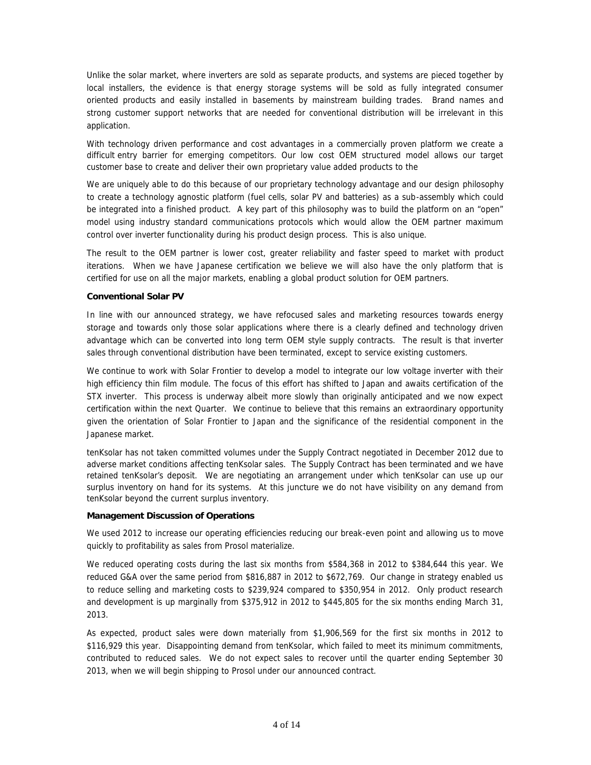Unlike the solar market, where inverters are sold as separate products, and systems are pieced together by local installers, the evidence is that energy storage systems will be sold as fully integrated consumer oriented products and easily installed in basements by mainstream building trades. Brand names and strong customer support networks that are needed for conventional distribution will be irrelevant in this application.

With technology driven performance and cost advantages in a commercially proven platform we create a difficult entry barrier for emerging competitors. Our low cost OEM structured model allows our target customer base to create and deliver their own proprietary value added products to the

We are uniquely able to do this because of our proprietary technology advantage and our design philosophy to create a technology agnostic platform (fuel cells, solar PV and batteries) as a sub-assembly which could be integrated into a finished product. A key part of this philosophy was to build the platform on an "open" model using industry standard communications protocols which would allow the OEM partner maximum control over inverter functionality during his product design process. This is also unique.

The result to the OEM partner is lower cost, greater reliability and faster speed to market with product iterations. When we have Japanese certification we believe we will also have the only platform that is certified for use on all the major markets, enabling a global product solution for OEM partners.

**Conventional Solar PV**

In line with our announced strategy, we have refocused sales and marketing resources towards energy storage and towards only those solar applications where there is a clearly defined and technology driven advantage which can be converted into long term OEM style supply contracts. The result is that inverter sales through conventional distribution have been terminated, except to service existing customers.

We continue to work with Solar Frontier to develop a model to integrate our low voltage inverter with their high efficiency thin film module. The focus of this effort has shifted to Japan and awaits certification of the STX inverter. This process is underway albeit more slowly than originally anticipated and we now expect certification within the next Quarter. We continue to believe that this remains an extraordinary opportunity given the orientation of Solar Frontier to Japan and the significance of the residential component in the Japanese market.

tenKsolar has not taken committed volumes under the Supply Contract negotiated in December 2012 due to adverse market conditions affecting tenKsolar sales. The Supply Contract has been terminated and we have retained tenKsolar's deposit. We are negotiating an arrangement under which tenKsolar can use up our surplus inventory on hand for its systems. At this juncture we do not have visibility on any demand from tenKsolar beyond the current surplus inventory.

**Management Discussion of Operations**

We used 2012 to increase our operating efficiencies reducing our break-even point and allowing us to move quickly to profitability as sales from Prosol materialize.

We reduced operating costs during the last six months from $584,368 in 2012 to $384,644 this year. We reduced G&A over the same period from $816,887 in 2012 to $672,769. Our change in strategy enabled us to reduce selling and marketing costs to $239,924 compared to $350,954 in 2012. Only product research and development is up marginally from $375,912 in 2012 to $445,805 for the six months ending March 31, 2013.

As expected, product sales were down materially from $1,906,569 for the first six months in 2012 to $116,929 this year. Disappointing demand from tenKsolar, which failed to meet its minimum commitments, contributed to reduced sales. We do not expect sales to recover until the quarter ending September 30 2013, when we will begin shipping to Prosol under our announced contract.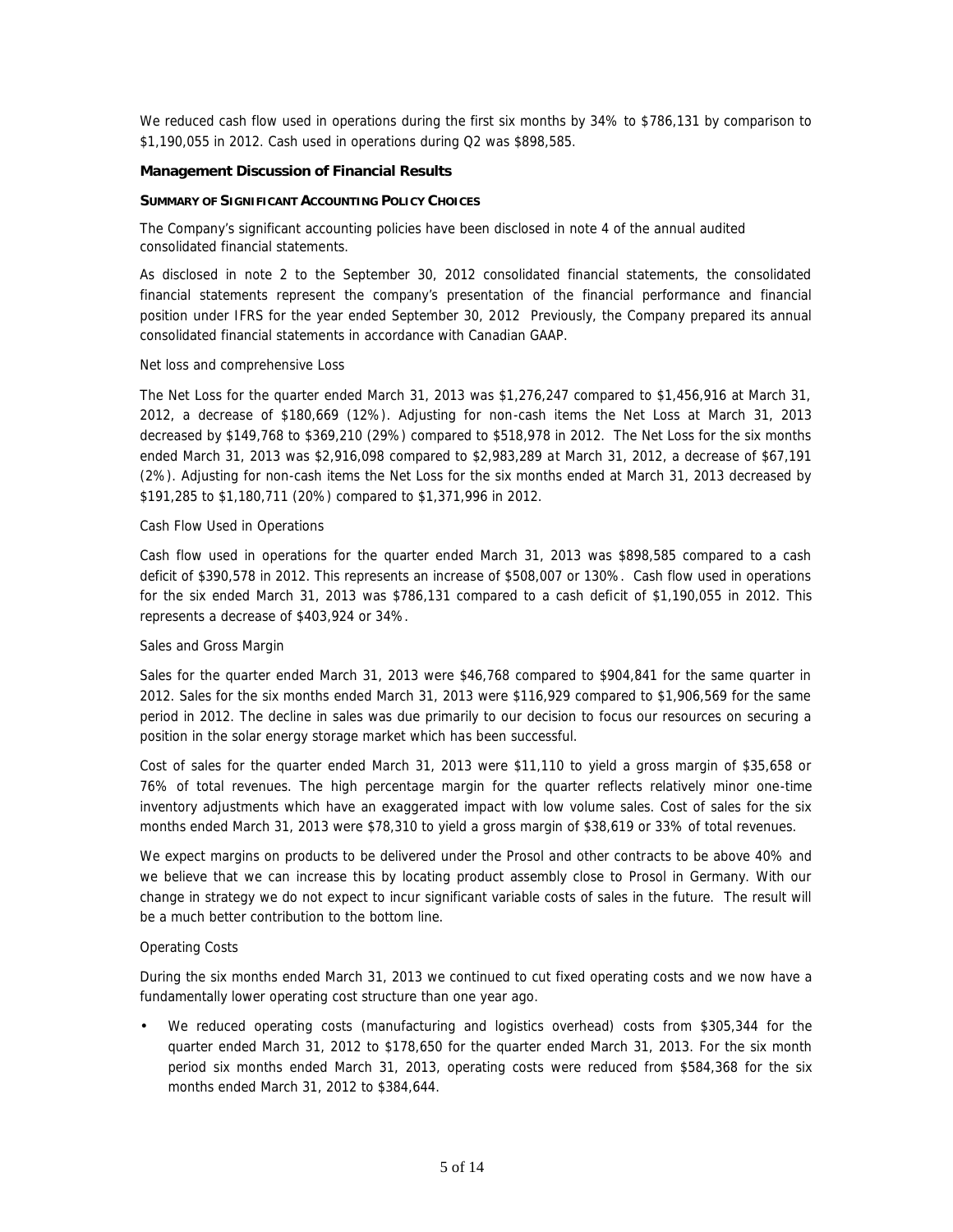We reduced cash flow used in operations during the first six months by 34% to $786,131 by comparison to $1,190,055 in 2012. Cash used in operations during Q2 was $898,585.

## Management Discussion of Financial Results

### SUMMARY OF SIGNIFICANT ACCOUNTING POLICY CHOICES

The Company's significant accounting policies have been disclosed in note 4 of the annual audited consolidated financial statements.

As disclosed in note 2 to the September 30, 2012 consolidated financial statements, the consolidated financial statements represent the company's presentation of the financial performance and financial position under IFRS for the year ended September 30, 2012 Previously, the Company prepared its annual consolidated financial statements in accordance with Canadian GAAP.

Net loss and comprehensive Loss

The Net Loss for the quarter ended March 31, 2013 was $1,276,247 compared to $1,456,916 at March 31, 2012, a decrease of $180,669 (12%). Adjusting for non-cash items the Net Loss at March 31, 2013 decreased by $149,768 to $369,210 (29%) compared to $518,978 in 2012. The Net Loss for the six months ended March 31, 2013 was $2,916,098 compared to $2,983,289 at March 31, 2012, a decrease of $67,191 (2%). Adjusting for non-cash items the Net Loss for the six months ended at March 31, 2013 decreased by $191,285 to $1,180,711 (20%) compared to $1,371,996 in 2012.

Cash Flow Used in Operations

Cash flow used in operations for the quarter ended March 31, 2013 was $898,585 compared to a cash deficit of $390,578 in 2012. This represents an increase of $508,007 or 130%. Cash flow used in operations for the six ended March 31, 2013 was $786,131 compared to a cash deficit of $1,190,055 in 2012. This represents a decrease of $403,924 or 34%.

Sales and Gross Margin

Sales for the quarter ended March 31, 2013 were $46,768 compared to $904,841 for the same quarter in 2012. Sales for the six months ended March 31, 2013 was $116,929 compared to $1,906,569 for the same period in 2012. The decline in sales was due primarily to our decision to focus our resources on securing a position in the solar energy storage market which has been successful.

Cost of sales for the quarter ended March 31, 2013 were $11,110 to yield a gross margin of $35,658 or 76% of total revenues. The high percentage margin for the quarter reflects relatively minor one-time inventory adjustments which have an exaggerated impact with low volume sales. Cost of sales for the six months ended March 31, 2013 were $78,310 to yield a gross margin of $38,619 or 33% of total revenues.

We expect margins on products to be delivered under the Prosol and other contracts to be above 40% and we believe that we can increase this by locating product assembly close to Prosol in Germany. With our change in strategy we do not expect to incur significant variable costs of sales in the future. The result will be a much better contribution to the bottom line.

Operating Costs

During the six months ended March 31, 2013 we continued to cut fixed operating costs and we now have a fundamentally lower operating cost structure than one year ago.

- We reduced operating costs (manufacturing and logistics overhead) costs from $305,344 for the quarter ended March 31, 2012 to $178,650 for the quarter ended March 31, 2013. For the six month period six months ended March 31, 2013, operating costs were reduced from $584,368 for the six months ended March 31, 2012 to $384,644.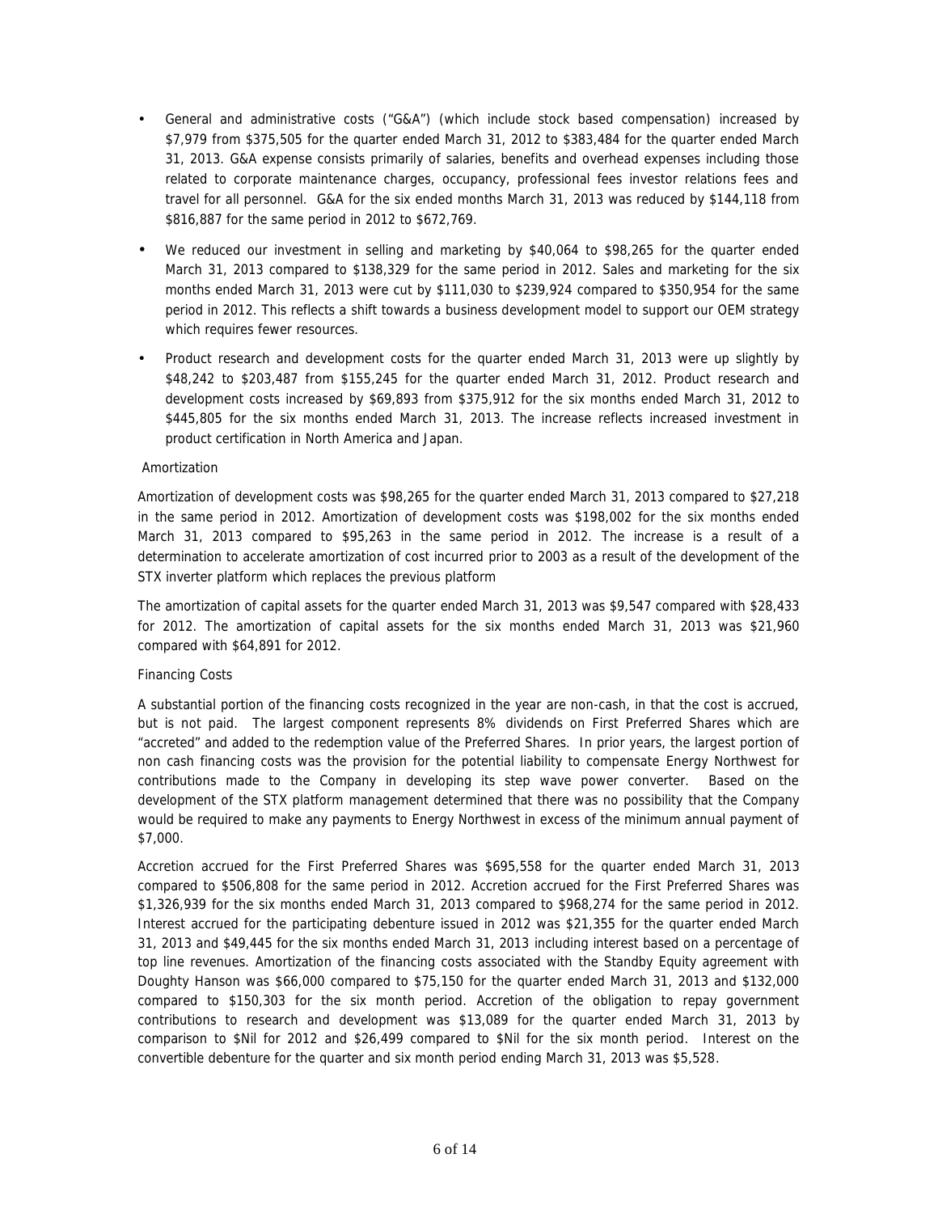- General and administrative costs ("G&A") (which include stock based compensation) increased by \$7,979 from \$375,505 for the quarter ended March 31, 2012 to \$383,484 for the quarter ended March 31, 2013. G&A expense consists primarily of salaries, benefits and overhead expenses including those related to corporate maintenance charges, occupancy, professional fees investor relations fees and travel for all personnel. G&A for the six ended months March 31, 2013 was reduced by \$144,118 from \$816,887 for the same period in 2012 to \$672,769.
- We reduced our investment in selling and marketing by \$40,064 to \$98,265 for the quarter ended March 31, 2013 compared to \$138,329 for the same period in 2012. Sales and marketing for the six months ended March 31, 2013 were cut by \$111,030 to \$239,924 compared to \$350,954 for the same period in 2012. This reflects a shift towards a business development model to support our OEM strategy which requires fewer resources.
- Product research and development costs for the quarter ended March 31, 2013 were up slightly by \$48,242 to \$203,487 from \$155,245 for the quarter ended March 31, 2012. Product research and development costs increased by \$69,893 from \$375,912 for the six months ended March 31, 2012 to \$445,805 for the six months ended March 31, 2013. The increase reflects increased investment in product certification in North America and Japan.

Amortization

Amortization of development costs was \$98,265 for the quarter ended March 31, 2013 compared to \$27,218 in the same period in 2012. Amortization of development costs was \$198,002 for the six months ended March 31, 2013 compared to \$95,263 in the same period in 2012. The increase is a result of a determination to accelerate amortization of cost incurred prior to 2003 as a result of the development of the STX inverter platform which replaces the previous platform

The amortization of capital assets for the quarter ended March 31, 2013 was \$9,547 compared with \$28,433 for 2012. The amortization of capital assets for the six months ended March 31, 2013 was \$21,960 compared with \$64,891 for 2012.

Financing Costs

A substantial portion of the financing costs recognized in the year are non-cash, in that the cost is accrued, but is not paid. The largest component represents 8% dividends on First Preferred Shares which are "accreted" and added to the redemption value of the Preferred Shares. In prior years, the largest portion of non cash financing costs was the provision for the potential liability to compensate Energy Northwest for contributions made to the Company in developing its step wave power converter. Based on the development of the STX platform management determined that there was no possibility that the Company would be required to make any payments to Energy Northwest in excess of the minimum annual payment of \$7,000.

Accretion accrued for the First Preferred Shares was \$695,558 for the quarter ended March 31, 2013 compared to \$506,808 for the same period in 2012. Accretion accrued for the First Preferred Shares was \$1,326,939 for the six months ended March 31, 2013 compared to \$968,274 for the same period in 2012. Interest accrued for the participating debenture issued in 2012 was \$21,355 for the quarter ended March 31, 2013 and \$49,445 for the six months ended March 31, 2013 including interest based on a percentage of top line revenues. Amortization of the financing costs associated with the Standby Equity agreement with Doughty Hanson was \$66,000 compared to \$75,150 for the quarter ended March 31, 2013 and \$132,000 compared to \$150,303 for the six month period. Accretion of the obligation to repay government contributions to research and development was \$13,089 for the quarter ended March 31, 2013 by comparison to \$Nil for 2012 and \$26,499 compared to \$Nil for the six month period. Interest on the convertible debenture for the quarter and six month period ending March 31, 2013 was \$5,528.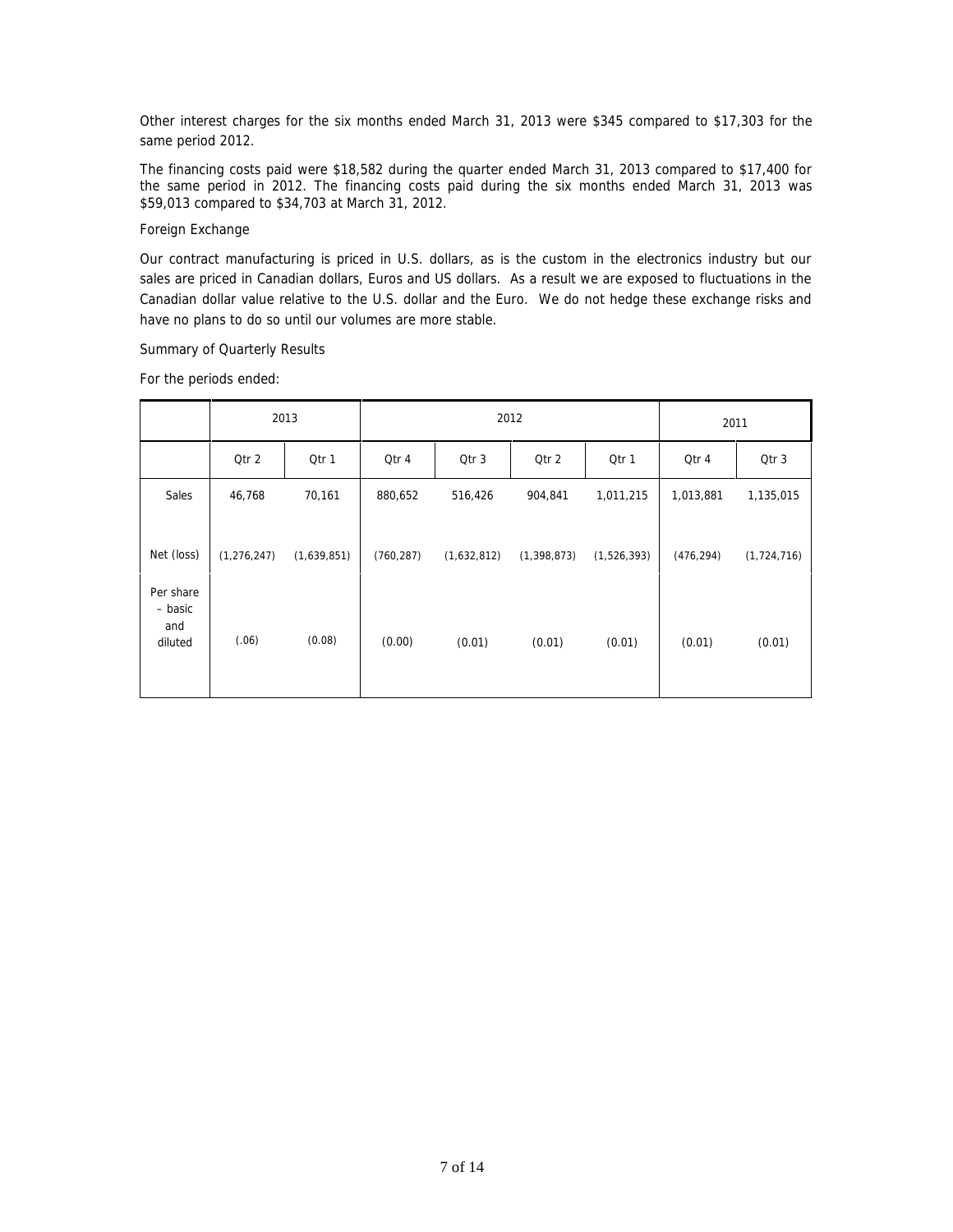Other interest charges for the six months ended March 31, 2013 were $345 compared to $17,303 for the same period 2012.

The financing costs paid were $18,582 during the quarter ended March 31, 2013 compared to $17,400 for the same period in 2012. The financing costs paid during the six months ended March 31, 2013 was $59,013 compared to $34,703 at March 31, 2012.

Foreign Exchange

Our contract manufacturing is priced in U.S. dollars, as is the custom in the electronics industry but our sales are priced in Canadian dollars, Euros and US dollars. As a result we are exposed to fluctuations in the Canadian dollar value relative to the U.S. dollar and the Euro. We do not hedge these exchange risks and have no plans to do so until our volumes are more stable.

Summary of Quarterly Results

For the periods ended:

| | 2013 | | 2012 | | | | 2011 | |
|---|---|---|---|---|---|---|---|---|
| | Qtr 2 | Qtr 1 | Qtr 4 | Qtr 3 | Qtr 2 | Qtr 1 | Qtr 4 | Qtr 3 |
| Sales | 46,768 | 70,161 | 880,652 | 516,426 | 904,841 | 1,011,215 | 1,013,881 | 1,135,015 |
| Net (loss) | (1,276,247) | (1,639,851) | (760,287) | (1,632,812) | (1,398,873) | (1,526,393) | (476,294) | (1,724,716) |
| Per share – basic and diluted | (.06) | (0.08) | (0.00) | (0.01) | (0.01) | (0.01) | (0.01) | (0.01) |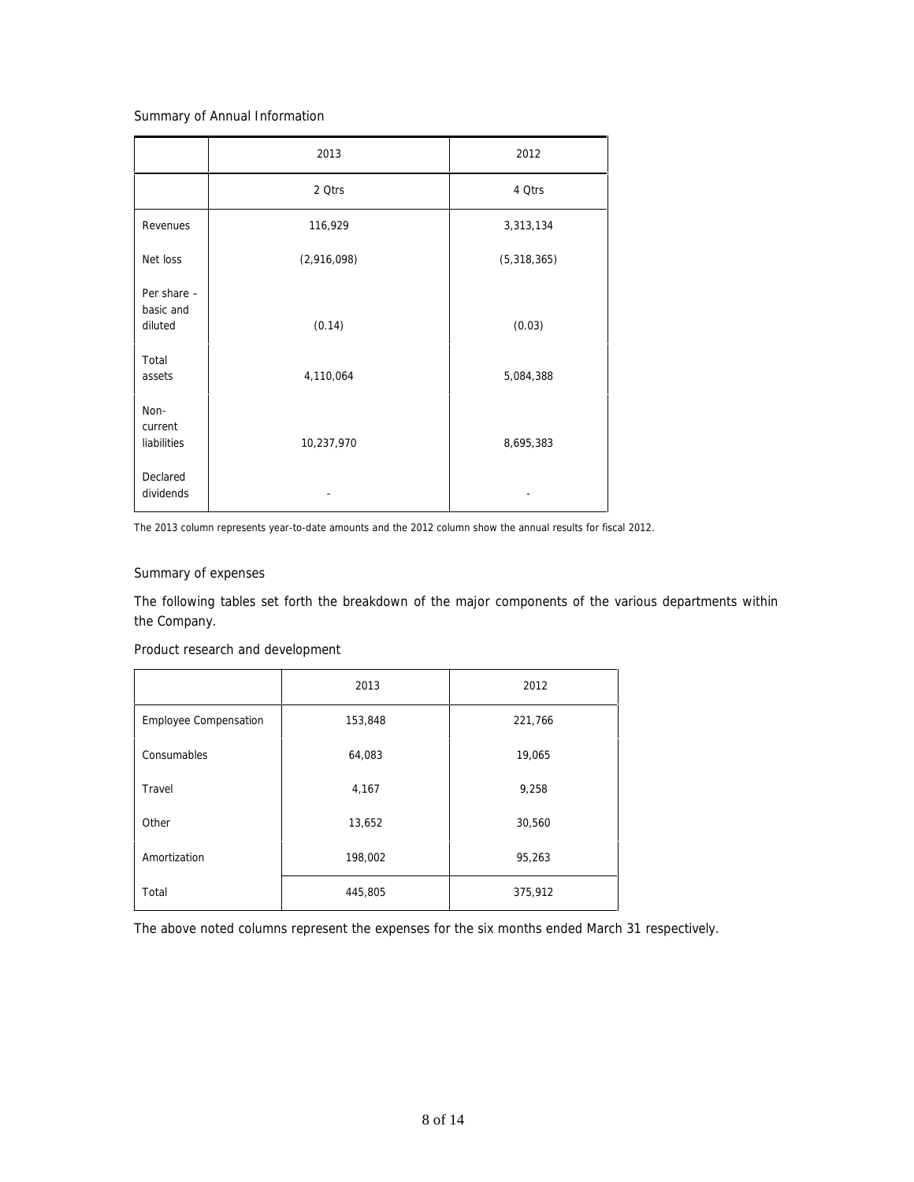Summary of Annual Information

| | 2013 | 2012 |
|---|---|---|
| | 2 Qtrs | 4 Qtrs |
| Revenues | 116,929 | 3,313,134 |
| Net loss | (2,916,098) | (5,318,365) |
| Per share – basic and diluted | (0.14) | (0.03) |
| Total assets | 4,110,064 | 5,084,388 |
| Non-current liabilities | 10,237,970 | 8,695,383 |
| Declared dividends | - | - |

The 2013 column represents year-to-date amounts and the 2012 column show the annual results for fiscal 2012.

Summary of expenses

The following tables set forth the breakdown of the major components of the various departments within the Company.

Product research and development

| | 2013 | 2012 |
|---|---|---|
| Employee Compensation | 153,848 | 221,766 |
| Consumables | 64,083 | 19,065 |
| Travel | 4,167 | 9,258 |
| Other | 13,652 | 30,560 |
| Amortization | 198,002 | 95,263 |
| Total | 445,805 | 375,912 |

The above noted columns represent the expenses for the six months ended March 31 respectively.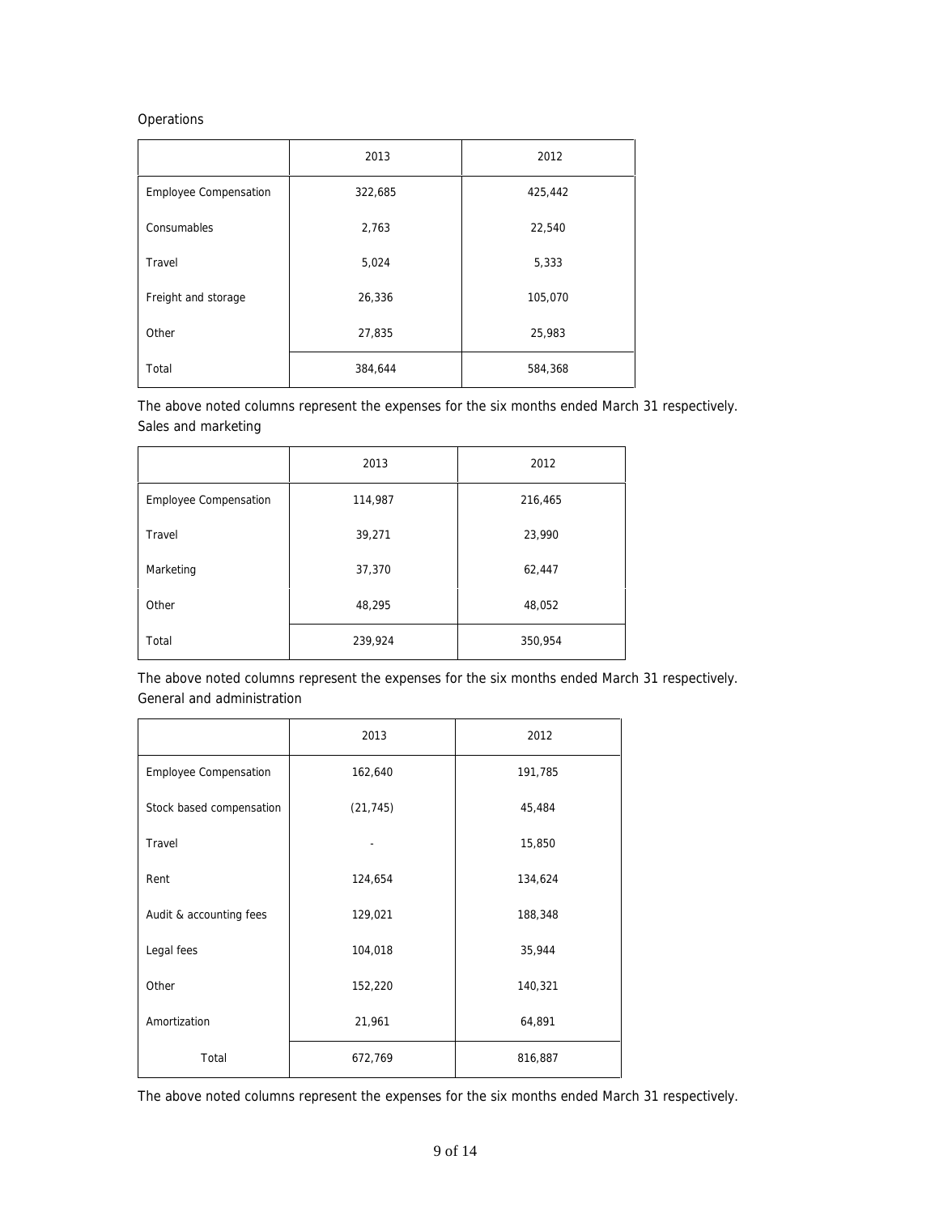Operations

| | 2013 | 2012 |
|---|---|---|
| Employee Compensation | 322,685 | 425,442 |
| Consumables | 2,763 | 22,540 |
| Travel | 5,024 | 5,333 |
| Freight and storage | 26,336 | 105,070 |
| Other | 27,835 | 25,983 |
| Total | 384,644 | 584,368 |

The above noted columns represent the expenses for the six months ended March 31 respectively.

Sales and marketing

| | 2013 | 2012 |
|---|---|---|
| Employee Compensation | 114,987 | 216,465 |
| Travel | 39,271 | 23,990 |
| Marketing | 37,370 | 62,447 |
| Other | 48,295 | 48,052 |
| Total | 239,924 | 350,954 |

The above noted columns represent the expenses for the six months ended March 31 respectively.

General and administration

| | 2013 | 2012 |
|---|---|---|
| Employee Compensation | 162,640 | 191,785 |
| Stock based compensation | (21,745) | 45,484 |
| Travel | - | 15,850 |
| Rent | 124,654 | 134,624 |
| Audit & accounting fees | 129,021 | 188,348 |
| Legal fees | 104,018 | 35,944 |
| Other | 152,220 | 140,321 |
| Amortization | 21,961 | 64,891 |
| Total | 672,769 | 816,887 |

The above noted columns represent the expenses for the six months ended March 31 respectively.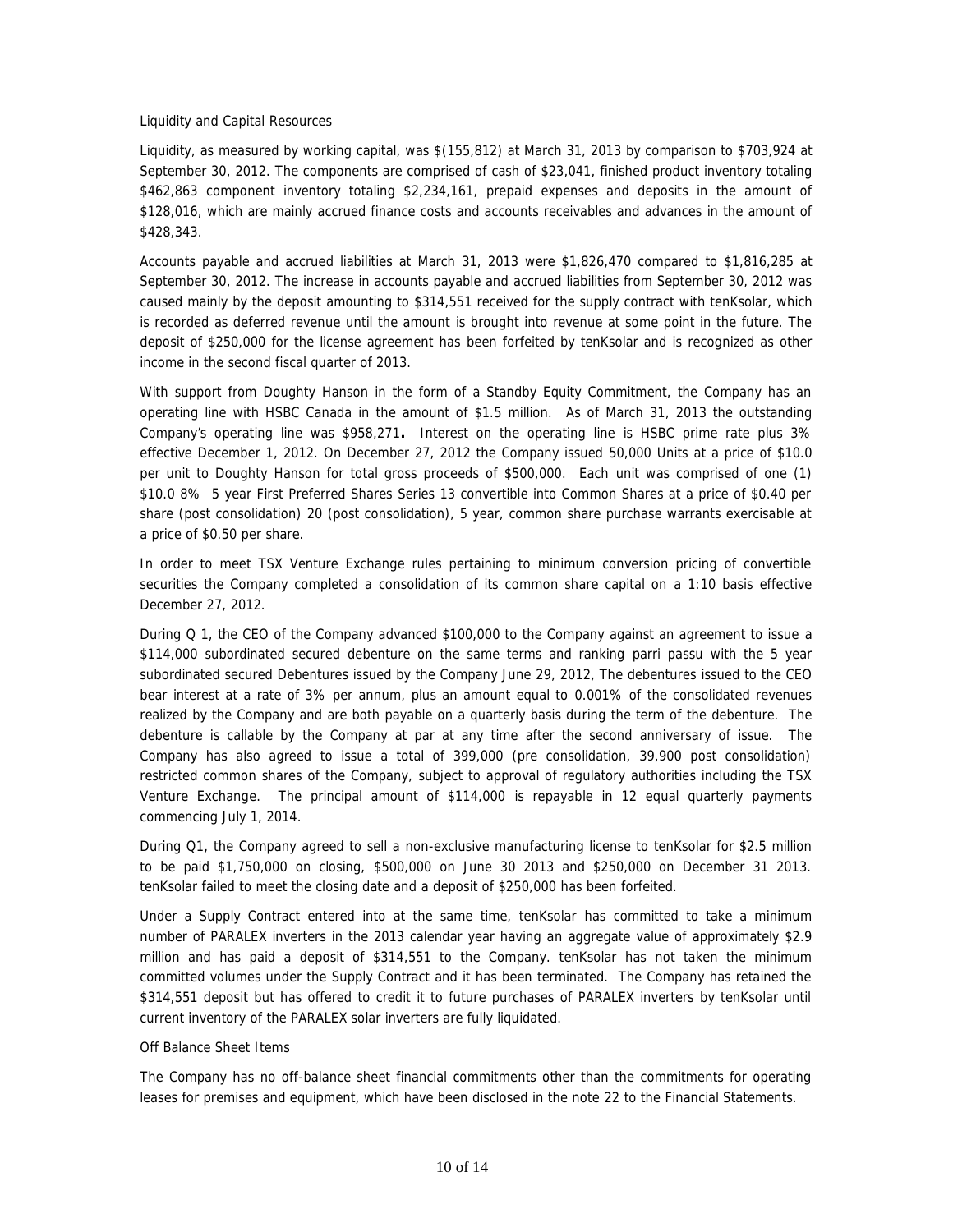Liquidity and Capital Resources

Liquidity, as measured by working capital, was $(155,812) at March 31, 2013 by comparison to $703,924 at September 30, 2012. The components are comprised of cash of $23,041, finished product inventory totaling $462,863 component inventory totaling $2,234,161, prepaid expenses and deposits in the amount of $128,016, which are mainly accrued finance costs and accounts receivables and advances in the amount of $428,343.

Accounts payable and accrued liabilities at March 31, 2013 were $1,826,470 compared to $1,816,285 at September 30, 2012. The increase in accounts payable and accrued liabilities from September 30, 2012 was caused mainly by the deposit amounting to $314,551 received for the supply contract with tenKsolar, which is recorded as deferred revenue until the amount is brought into revenue at some point in the future. The deposit of $250,000 for the license agreement has been forfeited by tenKsolar and is recognized as other income in the second fiscal quarter of 2013.

With support from Doughty Hanson in the form of a Standby Equity Commitment, the Company has an operating line with HSBC Canada in the amount of $1.5 million. As of March 31, 2013 the outstanding Company's operating line was $958,271**.** Interest on the operating line is HSBC prime rate plus 3% effective December 1, 2012. On December 27, 2012 the Company issued 50,000 Units at a price of $10.0 per unit to Doughty Hanson for total gross proceeds of $500,000. Each unit was comprised of one (1) $10.0 8% 5 year First Preferred Shares Series 13 convertible into Common Shares at a price of $0.40 per share (post consolidation) 20 (post consolidation), 5 year, common share purchase warrants exercisable at a price of $0.50 per share.

In order to meet TSX Venture Exchange rules pertaining to minimum conversion pricing of convertible securities the Company completed a consolidation of its common share capital on a 1:10 basis effective December 27, 2012.

During Q 1, the CEO of the Company advanced $100,000 to the Company against an agreement to issue a $114,000 subordinated secured debenture on the same terms and ranking parri passu with the 5 year subordinated secured Debentures issued by the Company June 29, 2012, The debentures issued to the CEO bear interest at a rate of 3% per annum, plus an amount equal to 0.001% of the consolidated revenues realized by the Company and are both payable on a quarterly basis during the term of the debenture. The debenture is callable by the Company at par at any time after the second anniversary of issue. The Company has also agreed to issue a total of 399,000 (pre consolidation, 39,900 post consolidation) restricted common shares of the Company, subject to approval of regulatory authorities including the TSX Venture Exchange. The principal amount of $114,000 is repayable in 12 equal quarterly payments commencing July 1, 2014.

During Q1, the Company agreed to sell a non-exclusive manufacturing license to tenKsolar for $2.5 million to be paid $1,750,000 on closing, $500,000 on June 30 2013 and $250,000 on December 31 2013. tenKsolar failed to meet the closing date and a deposit of $250,000 has been forfeited.

Under a Supply Contract entered into at the same time, tenKsolar has committed to take a minimum number of PARALEX inverters in the 2013 calendar year having an aggregate value of approximately $2.9 million and has paid a deposit of $314,551 to the Company. tenKsolar has not taken the minimum committed volumes under the Supply Contract and it has been terminated. The Company has retained the $314,551 deposit but has offered to credit it to future purchases of PARALEX inverters by tenKsolar until current inventory of the PARALEX solar inverters are fully liquidated.

Off Balance Sheet Items

The Company has no off-balance sheet financial commitments other than the commitments for operating leases for premises and equipment, which have been disclosed in the note 22 to the Financial Statements.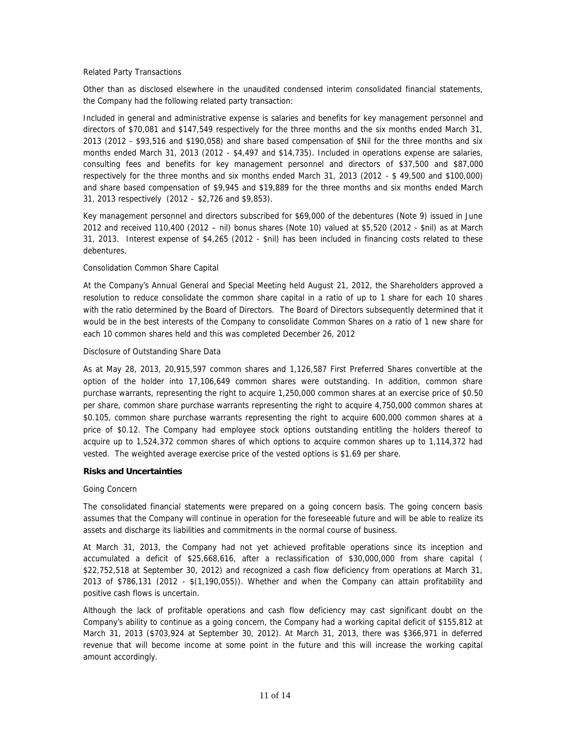Related Party Transactions

Other than as disclosed elsewhere in the unaudited condensed interim consolidated financial statements, the Company had the following related party transaction:

Included in general and administrative expense is salaries and benefits for key management personnel and directors of $70,081 and $147,549 respectively for the three months and the six months ended March 31, 2013 (2012 - $93,516 and $190,058) and share based compensation of $Nil for the three months and six months ended March 31, 2013 (2012 - $4,497 and $14,735). Included in operations expense are salaries, consulting fees and benefits for key management personnel and directors of $37,500 and $87,000 respectively for the three months and six months ended March 31, 2013 (2012 - $ 49,500 and $100,000) and share based compensation of $9,945 and $19,889 for the three months and six months ended March 31, 2013 respectively (2012 – $2,726 and $9,853).

Key management personnel and directors subscribed for $69,000 of the debentures (Note 9) issued in June 2012 and received 110,400 (2012 – nil) bonus shares (Note 10) valued at $5,520 (2012 - $nil) as at March 31, 2013. Interest expense of $4,265 (2012 - $nil) has been included in financing costs related to these debentures.

Consolidation Common Share Capital

At the Company's Annual General and Special Meeting held August 21, 2012, the Shareholders approved a resolution to reduce consolidate the common share capital in a ratio of up to 1 share for each 10 shares with the ratio determined by the Board of Directors. The Board of Directors subsequently determined that it would be in the best interests of the Company to consolidate Common Shares on a ratio of 1 new share for each 10 common shares held and this was completed December 26, 2012

Disclosure of Outstanding Share Data

As at May 28, 2013, 20,915,597 common shares and 1,126,587 First Preferred Shares convertible at the option of the holder into 17,106,649 common shares were outstanding. In addition, common share purchase warrants, representing the right to acquire 1,250,000 common shares at an exercise price of $0.50 per share, common share purchase warrants representing the right to acquire 4,750,000 common shares at $0.105, common share purchase warrants representing the right to acquire 600,000 common shares at a price of $0.12. The Company had employee stock options outstanding entitling the holders thereof to acquire up to 1,524,372 common shares of which options to acquire common shares up to 1,114,372 had vested. The weighted average exercise price of the vested options is $1.69 per share.

**Risks and Uncertainties**

Going Concern

The consolidated financial statements were prepared on a going concern basis. The going concern basis assumes that the Company will continue in operation for the foreseeable future and will be able to realize its assets and discharge its liabilities and commitments in the normal course of business.

At March 31, 2013, the Company had not yet achieved profitable operations since its inception and accumulated a deficit of $25,668,616, after a reclassification of $30,000,000 from share capital ( $22,752,518 at September 30, 2012) and recognized a cash flow deficiency from operations at March 31, 2013 of $786,131 (2012 - $(1,190,055)). Whether and when the Company can attain profitability and positive cash flows is uncertain.

Although the lack of profitable operations and cash flow deficiency may cast significant doubt on the Company's ability to continue as a going concern, the Company had a working capital deficit of $155,812 at March 31, 2013 ($703,924 at September 30, 2012). At March 31, 2013, there was $366,971 in deferred revenue that will become income at some point in the future and this will increase the working capital amount accordingly.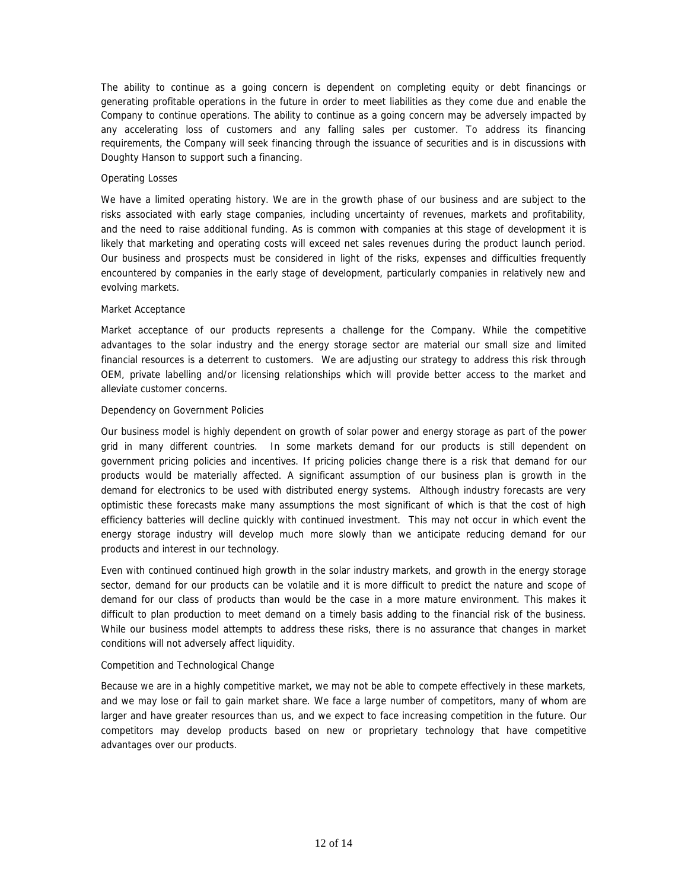The ability to continue as a going concern is dependent on completing equity or debt financings or generating profitable operations in the future in order to meet liabilities as they come due and enable the Company to continue operations. The ability to continue as a going concern may be adversely impacted by any accelerating loss of customers and any falling sales per customer. To address its financing requirements, the Company will seek financing through the issuance of securities and is in discussions with Doughty Hanson to support such a financing.

### Operating Losses

We have a limited operating history. We are in the growth phase of our business and are subject to the risks associated with early stage companies, including uncertainty of revenues, markets and profitability, and the need to raise additional funding. As is common with companies at this stage of development it is likely that marketing and operating costs will exceed net sales revenues during the product launch period. Our business and prospects must be considered in light of the risks, expenses and difficulties frequently encountered by companies in the early stage of development, particularly companies in relatively new and evolving markets.

### Market Acceptance

Market acceptance of our products represents a challenge for the Company. While the competitive advantages to the solar industry and the energy storage sector are material our small size and limited financial resources is a deterrent to customers. We are adjusting our strategy to address this risk through OEM, private labelling and/or licensing relationships which will provide better access to the market and alleviate customer concerns.

### Dependency on Government Policies

Our business model is highly dependent on growth of solar power and energy storage as part of the power grid in many different countries. In some markets demand for our products is still dependent on government pricing policies and incentives. If pricing policies change there is a risk that demand for our products would be materially affected. A significant assumption of our business plan is growth in the demand for electronics to be used with distributed energy systems. Although industry forecasts are very optimistic these forecasts make many assumptions the most significant of which is that the cost of high efficiency batteries will decline quickly with continued investment. This may not occur in which event the energy storage industry will develop much more slowly than we anticipate reducing demand for our products and interest in our technology.

Even with continued continued high growth in the solar industry markets, and growth in the energy storage sector, demand for our products can be volatile and it is more difficult to predict the nature and scope of demand for our class of products than would be the case in a more mature environment. This makes it difficult to plan production to meet demand on a timely basis adding to the financial risk of the business. While our business model attempts to address these risks, there is no assurance that changes in market conditions will not adversely affect liquidity.

### Competition and Technological Change

Because we are in a highly competitive market, we may not be able to compete effectively in these markets, and we may lose or fail to gain market share. We face a large number of competitors, many of whom are larger and have greater resources than us, and we expect to face increasing competition in the future. Our competitors may develop products based on new or proprietary technology that have competitive advantages over our products.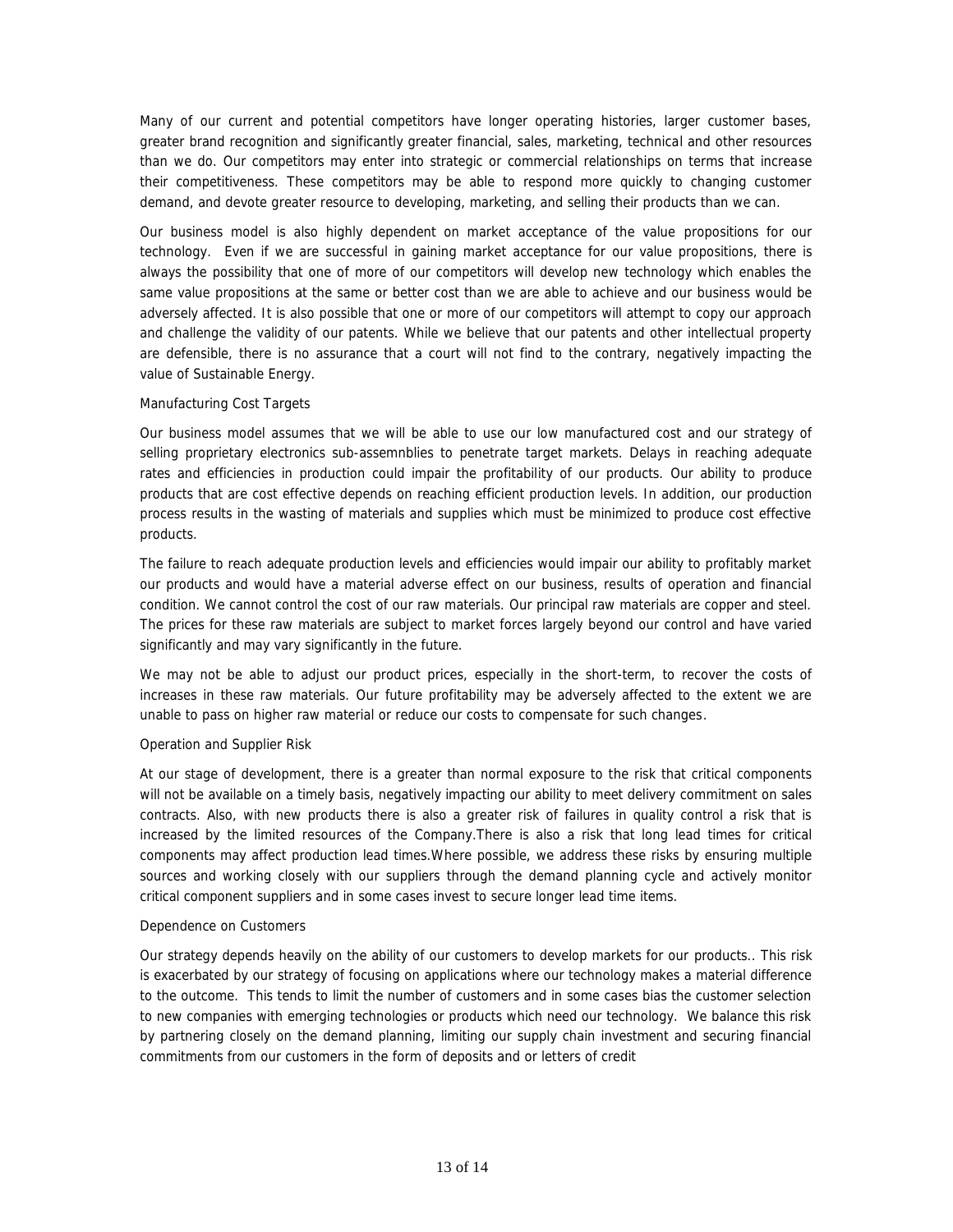Many of our current and potential competitors have longer operating histories, larger customer bases, greater brand recognition and significantly greater financial, sales, marketing, technical and other resources than we do. Our competitors may enter into strategic or commercial relationships on terms that increase their competitiveness. These competitors may be able to respond more quickly to changing customer demand, and devote greater resource to developing, marketing, and selling their products than we can.

Our business model is also highly dependent on market acceptance of the value propositions for our technology. Even if we are successful in gaining market acceptance for our value propositions, there is always the possibility that one of more of our competitors will develop new technology which enables the same value propositions at the same or better cost than we are able to achieve and our business would be adversely affected. It is also possible that one or more of our competitors will attempt to copy our approach and challenge the validity of our patents. While we believe that our patents and other intellectual property are defensible, there is no assurance that a court will not find to the contrary, negatively impacting the value of Sustainable Energy.

### Manufacturing Cost Targets

Our business model assumes that we will be able to use our low manufactured cost and our strategy of selling proprietary electronics sub-assemnblies to penetrate target markets. Delays in reaching adequate rates and efficiencies in production could impair the profitability of our products. Our ability to produce products that are cost effective depends on reaching efficient production levels. In addition, our production process results in the wasting of materials and supplies which must be minimized to produce cost effective products.

The failure to reach adequate production levels and efficiencies would impair our ability to profitably market our products and would have a material adverse effect on our business, results of operation and financial condition. We cannot control the cost of our raw materials. Our principal raw materials are copper and steel. The prices for these raw materials are subject to market forces largely beyond our control and have varied significantly and may vary significantly in the future.

We may not be able to adjust our product prices, especially in the short-term, to recover the costs of increases in these raw materials. Our future profitability may be adversely affected to the extent we are unable to pass on higher raw material or reduce our costs to compensate for such changes.

### Operation and Supplier Risk

At our stage of development, there is a greater than normal exposure to the risk that critical components will not be available on a timely basis, negatively impacting our ability to meet delivery commitment on sales contracts. Also, with new products there is also a greater risk of failures in quality control a risk that is increased by the limited resources of the Company.There is also a risk that long lead times for critical components may affect production lead times.Where possible, we address these risks by ensuring multiple sources and working closely with our suppliers through the demand planning cycle and actively monitor critical component suppliers and in some cases invest to secure longer lead time items.

### Dependence on Customers

Our strategy depends heavily on the ability of our customers to develop markets for our products.. This risk is exacerbated by our strategy of focusing on applications where our technology makes a material difference to the outcome. This tends to limit the number of customers and in some cases bias the customer selection to new companies with emerging technologies or products which need our technology. We balance this risk by partnering closely on the demand planning, limiting our supply chain investment and securing financial commitments from our customers in the form of deposits and or letters of credit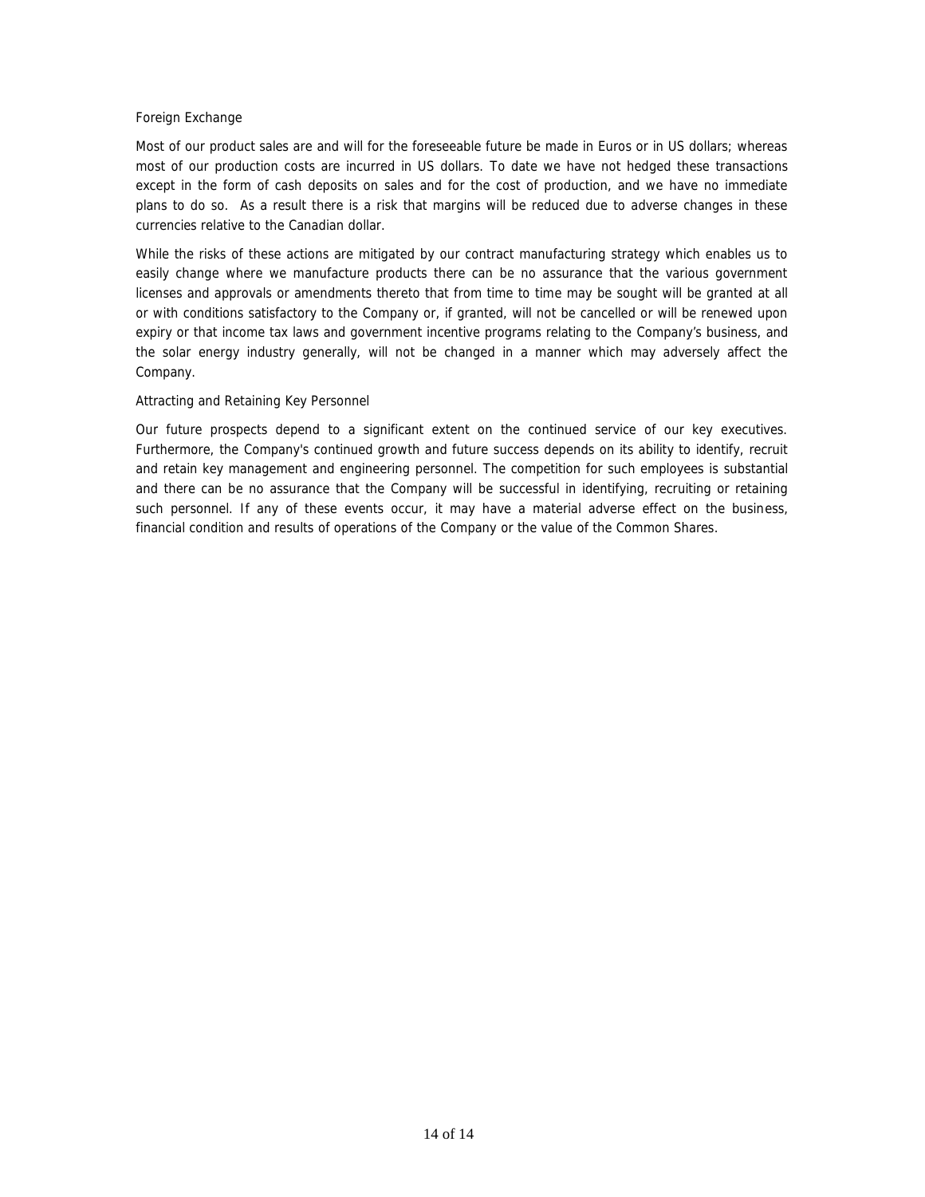### Foreign Exchange

Most of our product sales are and will for the foreseeable future be made in Euros or in US dollars; whereas most of our production costs are incurred in US dollars. To date we have not hedged these transactions except in the form of cash deposits on sales and for the cost of production, and we have no immediate plans to do so. As a result there is a risk that margins will be reduced due to adverse changes in these currencies relative to the Canadian dollar.

While the risks of these actions are mitigated by our contract manufacturing strategy which enables us to easily change where we manufacture products there can be no assurance that the various government licenses and approvals or amendments thereto that from time to time may be sought will be granted at all or with conditions satisfactory to the Company or, if granted, will not be cancelled or will be renewed upon expiry or that income tax laws and government incentive programs relating to the Company's business, and the solar energy industry generally, will not be changed in a manner which may adversely affect the Company.

### Attracting and Retaining Key Personnel

Our future prospects depend to a significant extent on the continued service of our key executives. Furthermore, the Company's continued growth and future success depends on its ability to identify, recruit and retain key management and engineering personnel. The competition for such employees is substantial and there can be no assurance that the Company will be successful in identifying, recruiting or retaining such personnel. If any of these events occur, it may have a material adverse effect on the business, financial condition and results of operations of the Company or the value of the Common Shares.